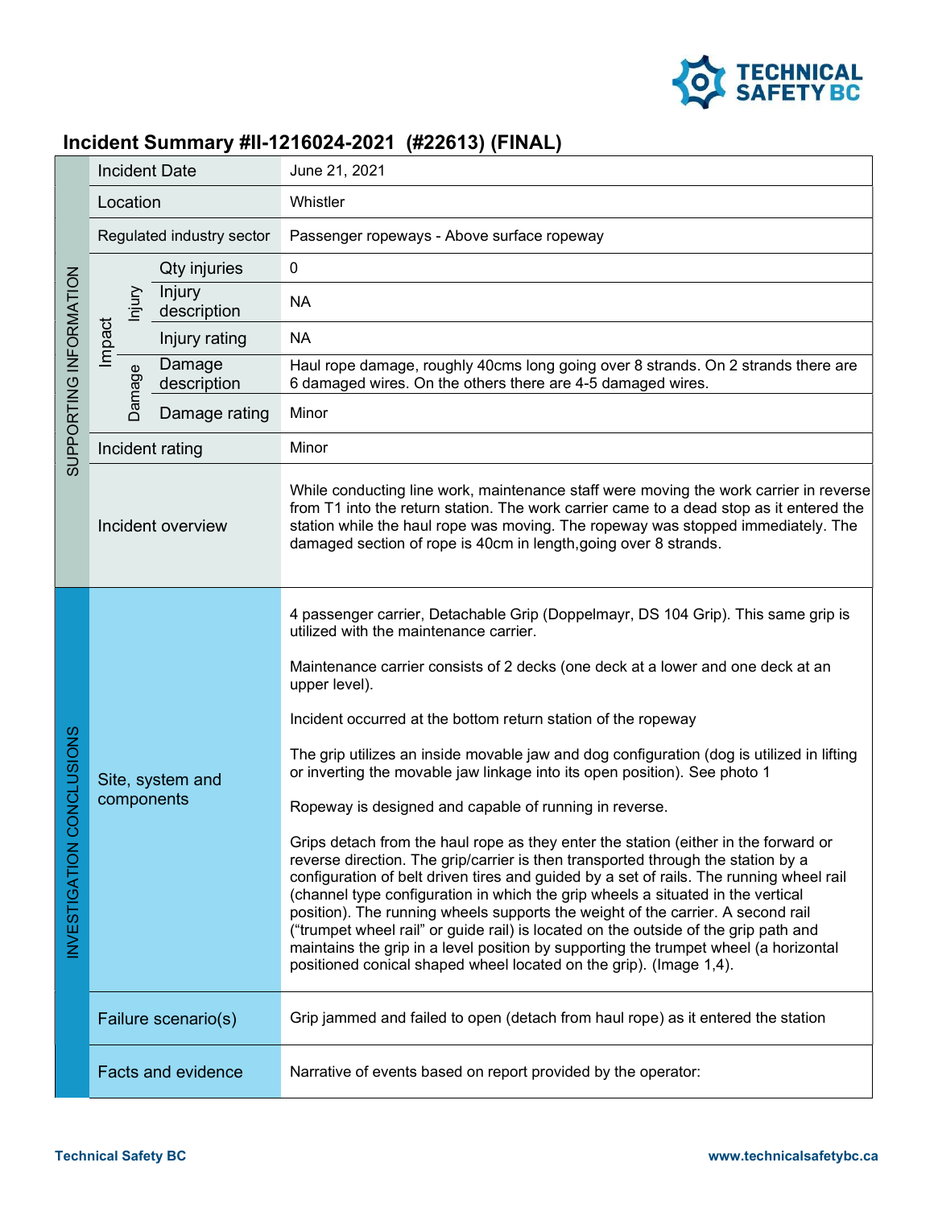# Incident Summary #II-1216024-2021 (#22613) (FINAL)

| | | | |
|---|---|---|---|
| SUPPORTING INFORMATION | Incident Date | | June 21, 2021 |
| | Location | | Whistler |
| | Regulated industry sector | | Passenger ropeways - Above surface ropeway |
| | Impact – Injury | Qty injuries | 0 |
| | | Injury description | NA |
| | | Injury rating | NA |
| | Impact – Damage | Damage description | Haul rope damage, roughly 40cms long going over 8 strands. On 2 strands there are 6 damaged wires. On the others there are 4-5 damaged wires. |
| | | Damage rating | Minor |
| | Incident rating | | Minor |
| | Incident overview | | While conducting line work, maintenance staff were moving the work carrier in reverse from T1 into the return station. The work carrier came to a dead stop as it entered the station while the haul rope was moving. The ropeway was stopped immediately. The damaged section of rope is 40cm in length,going over 8 strands. |
| INVESTIGATION CONCLUSIONS | Site, system and components | | 4 passenger carrier, Detachable Grip (Doppelmayr, DS 104 Grip). This same grip is utilized with the maintenance carrier.<br><br>Maintenance carrier consists of 2 decks (one deck at a lower and one deck at an upper level).<br><br>Incident occurred at the bottom return station of the ropeway<br><br>The grip utilizes an inside movable jaw and dog configuration (dog is utilized in lifting or inverting the movable jaw linkage into its open position). See photo 1<br><br>Ropeway is designed and capable of running in reverse.<br><br>Grips detach from the haul rope as they enter the station (either in the forward or reverse direction. The grip/carrier is then transported through the station by a configuration of belt driven tires and guided by a set of rails. The running wheel rail (channel type configuration in which the grip wheels a situated in the vertical position). The running wheels supports the weight of the carrier. A second rail ("trumpet wheel rail" or guide rail) is located on the outside of the grip path and maintains the grip in a level position by supporting the trumpet wheel (a horizontal positioned conical shaped wheel located on the grip). (Image 1,4). |
| | Failure scenario(s) | | Grip jammed and failed to open (detach from haul rope) as it entered the station |
| | Facts and evidence | | Narrative of events based on report provided by the operator: |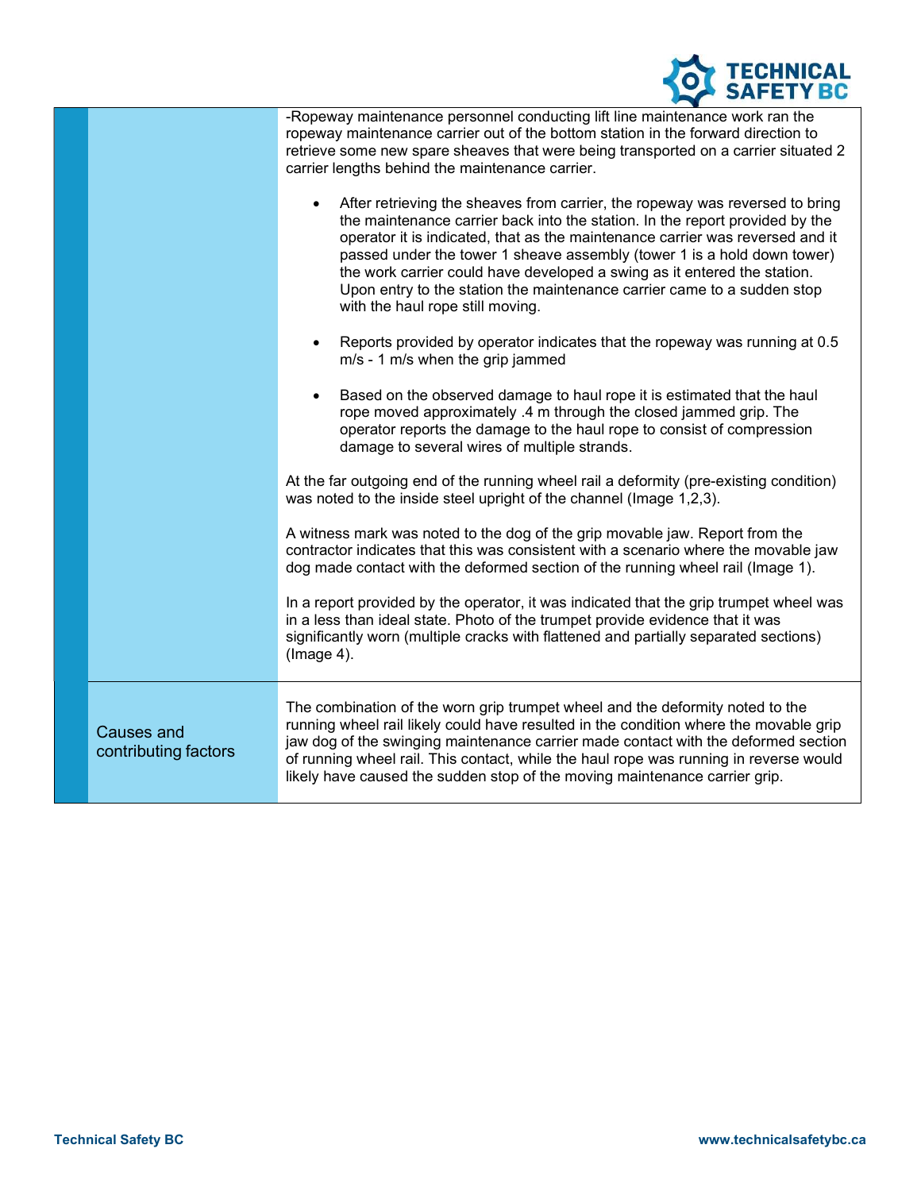| | |
|---|---|
| | -Ropeway maintenance personnel conducting lift line maintenance work ran the ropeway maintenance carrier out of the bottom station in the forward direction to retrieve some new spare sheaves that were being transported on a carrier situated 2 carrier lengths behind the maintenance carrier.<br><br>• After retrieving the sheaves from carrier, the ropeway was reversed to bring the maintenance carrier back into the station. In the report provided by the operator it is indicated, that as the maintenance carrier was reversed and it passed under the tower 1 sheave assembly (tower 1 is a hold down tower) the work carrier could have developed a swing as it entered the station. Upon entry to the station the maintenance carrier came to a sudden stop with the haul rope still moving.<br><br>• Reports provided by operator indicates that the ropeway was running at 0.5 m/s - 1 m/s when the grip jammed<br><br>• Based on the observed damage to haul rope it is estimated that the haul rope moved approximately .4 m through the closed jammed grip. The operator reports the damage to the haul rope to consist of compression damage to several wires of multiple strands.<br><br>At the far outgoing end of the running wheel rail a deformity (pre-existing condition) was noted to the inside steel upright of the channel (Image 1,2,3).<br><br>A witness mark was noted to the dog of the grip movable jaw. Report from the contractor indicates that this was consistent with a scenario where the movable jaw dog made contact with the deformed section of the running wheel rail (Image 1).<br><br>In a report provided by the operator, it was indicated that the grip trumpet wheel was in a less than ideal state. Photo of the trumpet provide evidence that it was significantly worn (multiple cracks with flattened and partially separated sections) (Image 4). |
| Causes and contributing factors | The combination of the worn grip trumpet wheel and the deformity noted to the running wheel rail likely could have resulted in the condition where the movable grip jaw dog of the swinging maintenance carrier made contact with the deformed section of running wheel rail. This contact, while the haul rope was running in reverse would likely have caused the sudden stop of the moving maintenance carrier grip. |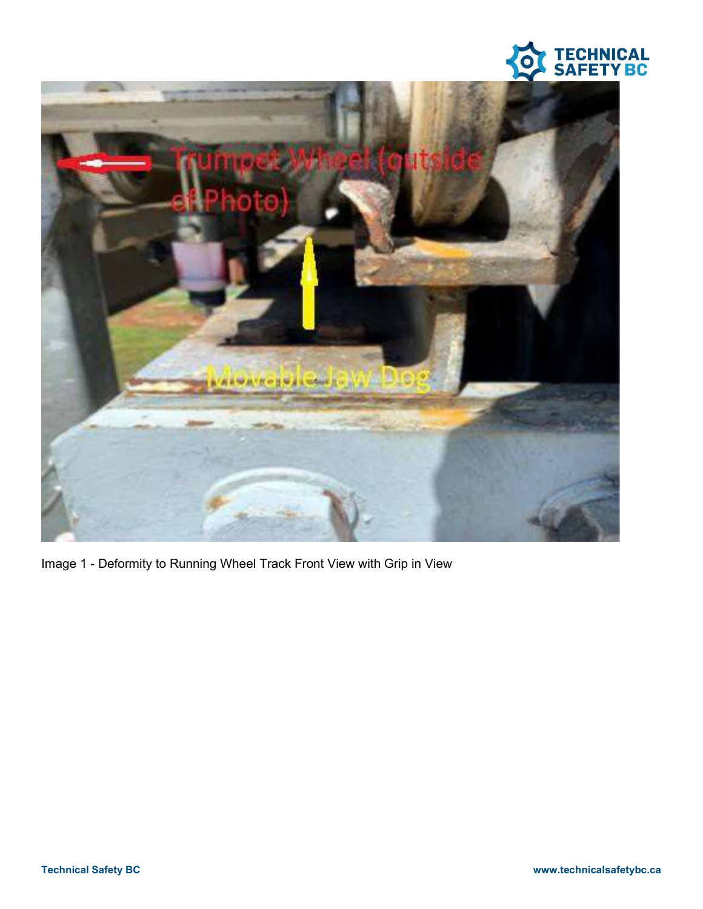Image 1 - Deformity to Running Wheel Track Front View with Grip in View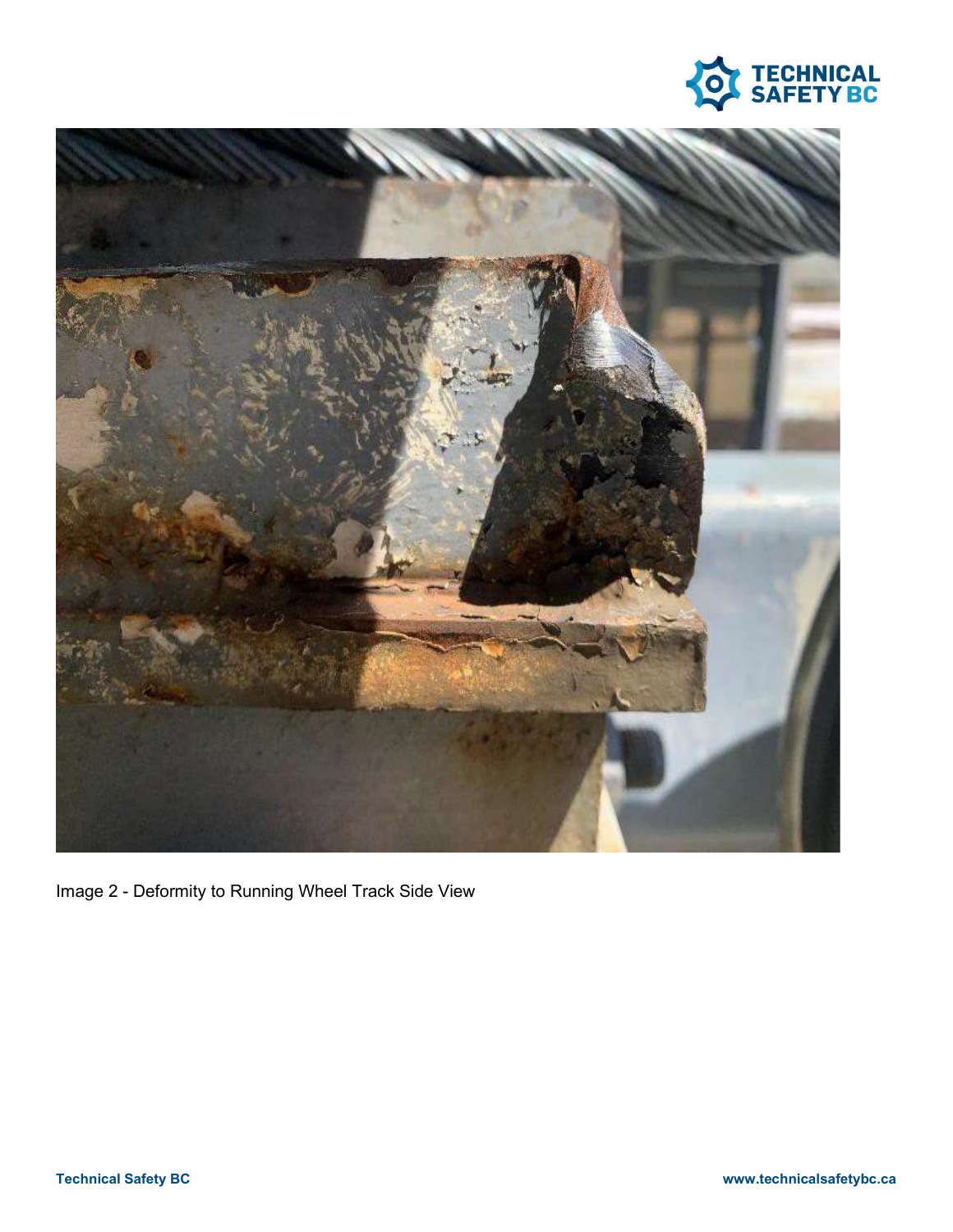Image 2 - Deformity to Running Wheel Track Side View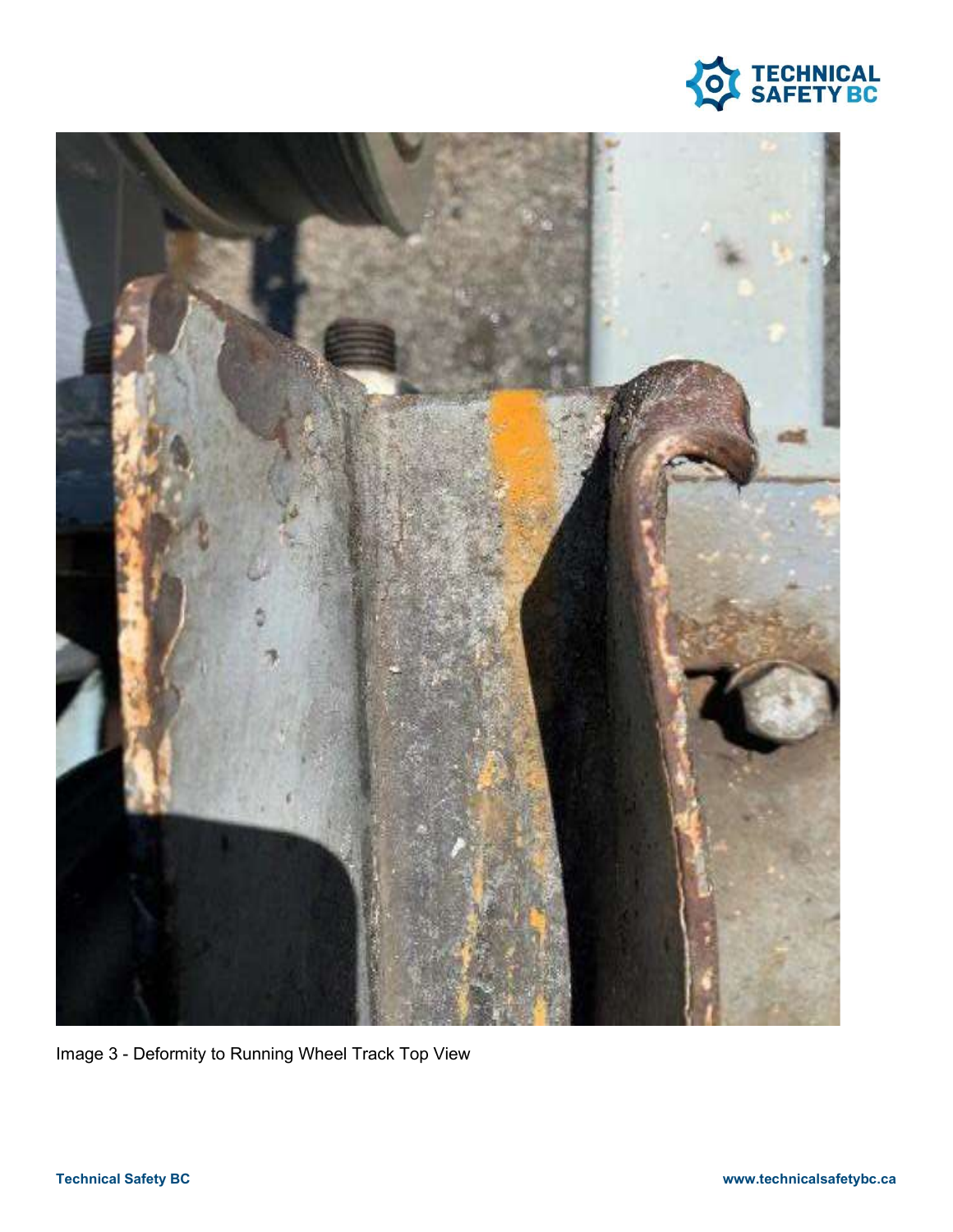Image 3 - Deformity to Running Wheel Track Top View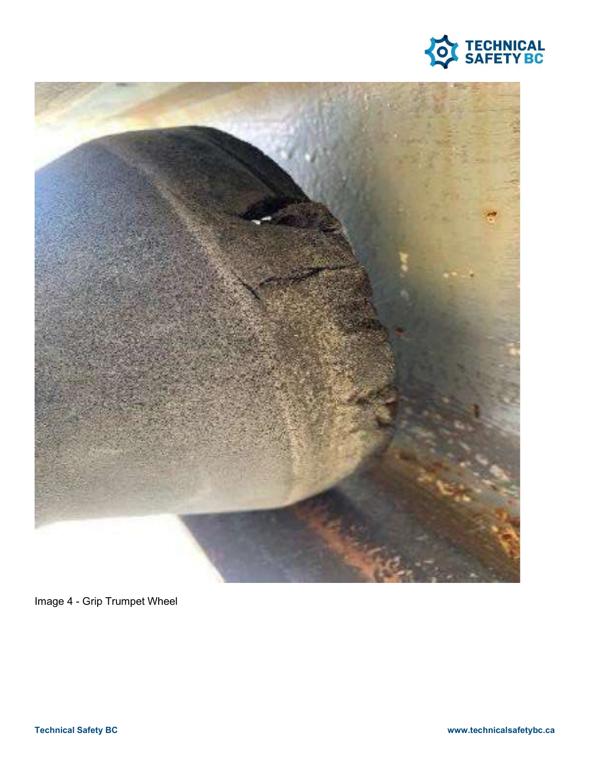Image 4 - Grip Trumpet Wheel